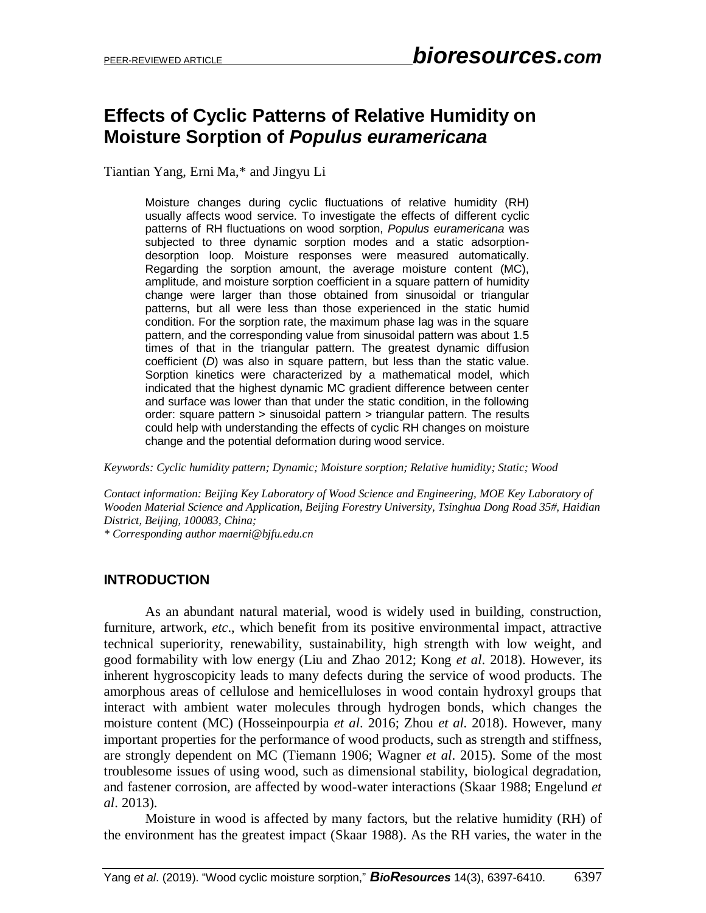# Effects of Cyclic Patterns of Relative Humidity on Moisture Sorption of *Populus euramericana*

Tiantian Yang, Erni Ma,* and Jingyu Li

Moisture changes during cyclic fluctuations of relative humidity (RH) usually affects wood service. To investigate the effects of different cyclic patterns of RH fluctuations on wood sorption, *Populus euramericana* was subjected to three dynamic sorption modes and a static adsorption-desorption loop. Moisture responses were measured automatically. Regarding the sorption amount, the average moisture content (MC), amplitude, and moisture sorption coefficient in a square pattern of humidity change were larger than those obtained from sinusoidal or triangular patterns, but all were less than those experienced in the static humid condition. For the sorption rate, the maximum phase lag was in the square pattern, and the corresponding value from sinusoidal pattern was about 1.5 times of that in the triangular pattern. The greatest dynamic diffusion coefficient (*D*) was also in square pattern, but less than the static value. Sorption kinetics were characterized by a mathematical model, which indicated that the highest dynamic MC gradient difference between center and surface was lower than that under the static condition, in the following order: square pattern > sinusoidal pattern > triangular pattern. The results could help with understanding the effects of cyclic RH changes on moisture change and the potential deformation during wood service.

*Keywords: Cyclic humidity pattern; Dynamic; Moisture sorption; Relative humidity; Static; Wood*

*Contact information: Beijing Key Laboratory of Wood Science and Engineering, MOE Key Laboratory of Wooden Material Science and Application, Beijing Forestry University, Tsinghua Dong Road 35#, Haidian District, Beijing, 100083, China;*
*\* Corresponding author maerni@bjfu.edu.cn*

## INTRODUCTION

As an abundant natural material, wood is widely used in building, construction, furniture, artwork, *etc*., which benefit from its positive environmental impact, attractive technical superiority, renewability, sustainability, high strength with low weight, and good formability with low energy (Liu and Zhao 2012; Kong *et al*. 2018). However, its inherent hygroscopicity leads to many defects during the service of wood products. The amorphous areas of cellulose and hemicelluloses in wood contain hydroxyl groups that interact with ambient water molecules through hydrogen bonds, which changes the moisture content (MC) (Hosseinpourpia *et al*. 2016; Zhou *et al*. 2018). However, many important properties for the performance of wood products, such as strength and stiffness, are strongly dependent on MC (Tiemann 1906; Wagner *et al*. 2015). Some of the most troublesome issues of using wood, such as dimensional stability, biological degradation, and fastener corrosion, are affected by wood-water interactions (Skaar 1988; Engelund *et al*. 2013).

Moisture in wood is affected by many factors, but the relative humidity (RH) of the environment has the greatest impact (Skaar 1988). As the RH varies, the water in the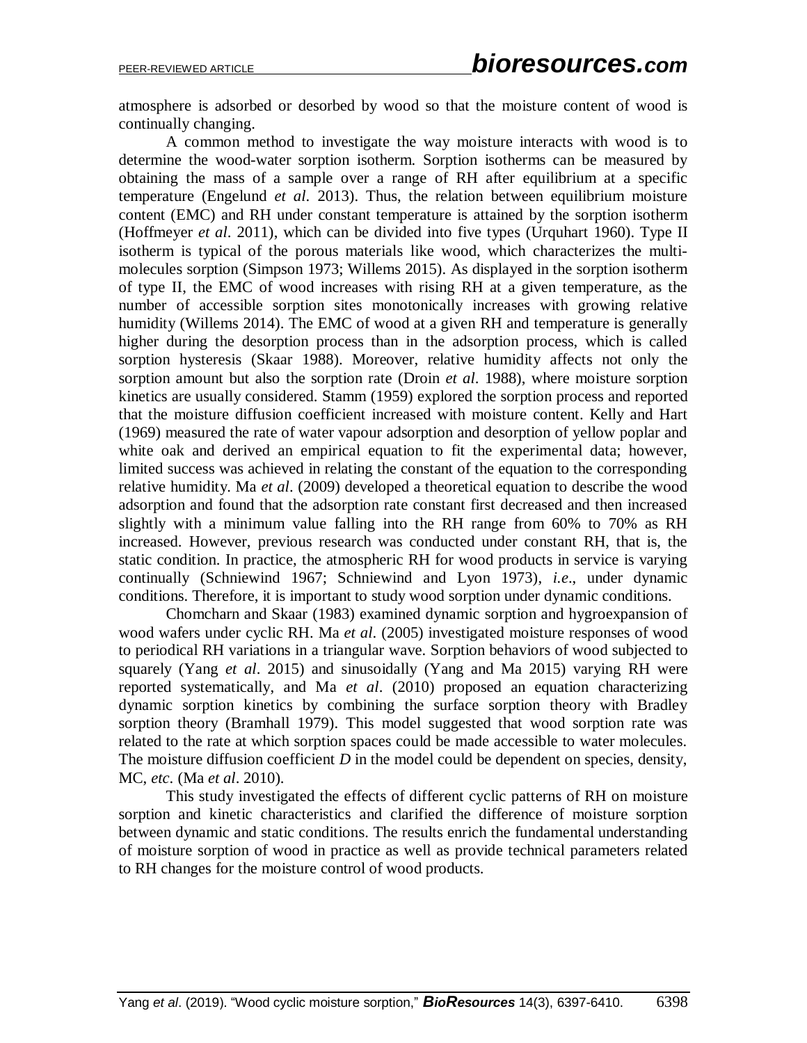atmosphere is adsorbed or desorbed by wood so that the moisture content of wood is continually changing.

A common method to investigate the way moisture interacts with wood is to determine the wood-water sorption isotherm. Sorption isotherms can be measured by obtaining the mass of a sample over a range of RH after equilibrium at a specific temperature (Engelund *et al*. 2013). Thus, the relation between equilibrium moisture content (EMC) and RH under constant temperature is attained by the sorption isotherm (Hoffmeyer *et al*. 2011), which can be divided into five types (Urquhart 1960). Type II isotherm is typical of the porous materials like wood, which characterizes the multi-molecules sorption (Simpson 1973; Willems 2015). As displayed in the sorption isotherm of type II, the EMC of wood increases with rising RH at a given temperature, as the number of accessible sorption sites monotonically increases with growing relative humidity (Willems 2014). The EMC of wood at a given RH and temperature is generally higher during the desorption process than in the adsorption process, which is called sorption hysteresis (Skaar 1988). Moreover, relative humidity affects not only the sorption amount but also the sorption rate (Droin *et al*. 1988), where moisture sorption kinetics are usually considered. Stamm (1959) explored the sorption process and reported that the moisture diffusion coefficient increased with moisture content. Kelly and Hart (1969) measured the rate of water vapour adsorption and desorption of yellow poplar and white oak and derived an empirical equation to fit the experimental data; however, limited success was achieved in relating the constant of the equation to the corresponding relative humidity. Ma *et al*. (2009) developed a theoretical equation to describe the wood adsorption and found that the adsorption rate constant first decreased and then increased slightly with a minimum value falling into the RH range from 60% to 70% as RH increased. However, previous research was conducted under constant RH, that is, the static condition. In practice, the atmospheric RH for wood products in service is varying continually (Schniewind 1967; Schniewind and Lyon 1973), *i.e*., under dynamic conditions. Therefore, it is important to study wood sorption under dynamic conditions.

Chomcharn and Skaar (1983) examined dynamic sorption and hygroexpansion of wood wafers under cyclic RH. Ma *et al*. (2005) investigated moisture responses of wood to periodical RH variations in a triangular wave. Sorption behaviors of wood subjected to squarely (Yang *et al*. 2015) and sinusoidally (Yang and Ma 2015) varying RH were reported systematically, and Ma *et al*. (2010) proposed an equation characterizing dynamic sorption kinetics by combining the surface sorption theory with Bradley sorption theory (Bramhall 1979). This model suggested that wood sorption rate was related to the rate at which sorption spaces could be made accessible to water molecules. The moisture diffusion coefficient $D$ in the model could be dependent on species, density, MC, *etc*. (Ma *et al*. 2010).

This study investigated the effects of different cyclic patterns of RH on moisture sorption and kinetic characteristics and clarified the difference of moisture sorption between dynamic and static conditions. The results enrich the fundamental understanding of moisture sorption of wood in practice as well as provide technical parameters related to RH changes for the moisture control of wood products.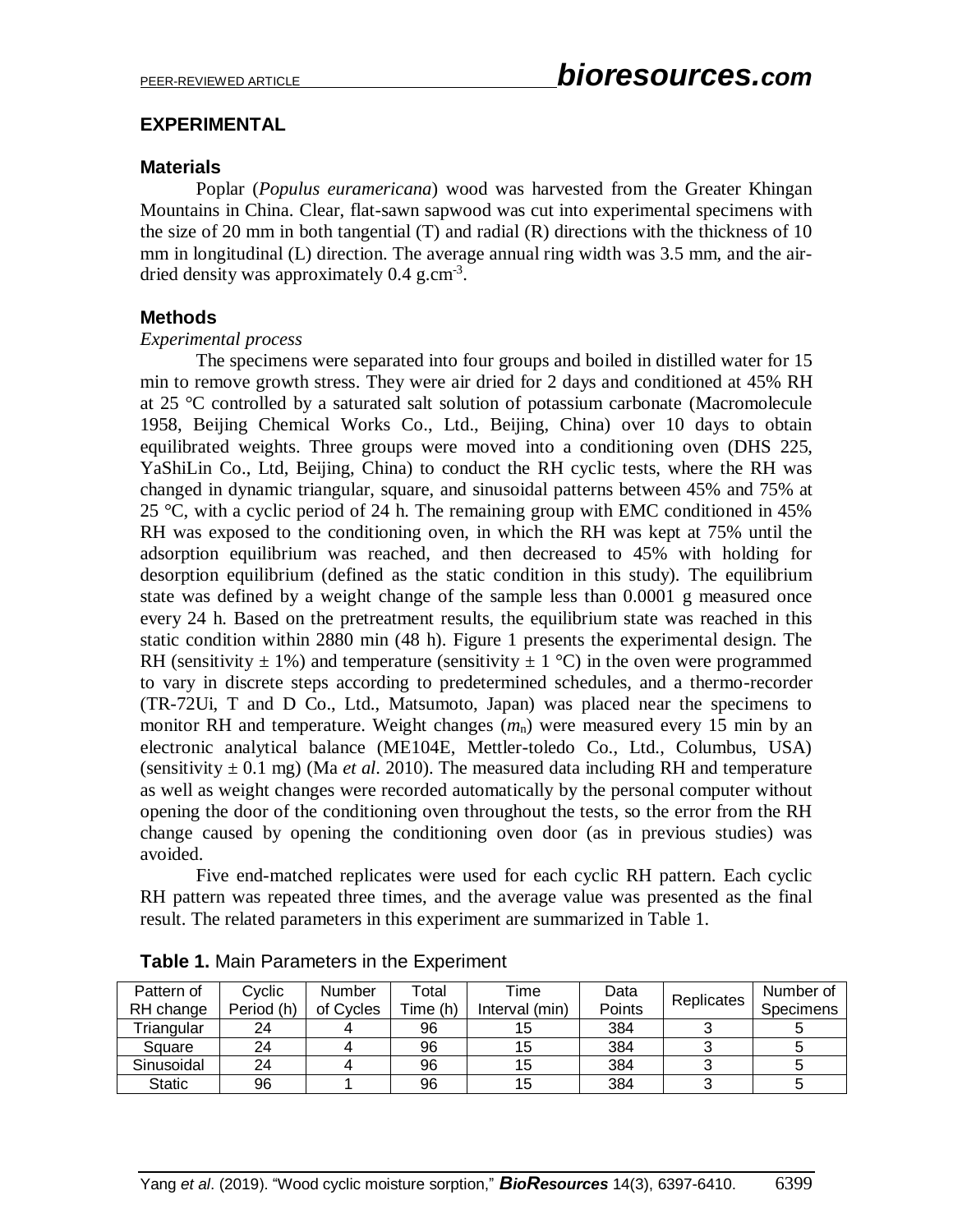## EXPERIMENTAL

### Materials

Poplar (*Populus euramericana*) wood was harvested from the Greater Khingan Mountains in China. Clear, flat-sawn sapwood was cut into experimental specimens with the size of 20 mm in both tangential (T) and radial (R) directions with the thickness of 10 mm in longitudinal (L) direction. The average annual ring width was 3.5 mm, and the air-dried density was approximately 0.4 $g.cm^{-3}$.

### Methods

*Experimental process*

The specimens were separated into four groups and boiled in distilled water for 15 min to remove growth stress. They were air dried for 2 days and conditioned at 45% RH at 25 °C controlled by a saturated salt solution of potassium carbonate (Macromolecule 1958, Beijing Chemical Works Co., Ltd., Beijing, China) over 10 days to obtain equilibrated weights. Three groups were moved into a conditioning oven (DHS 225, YaShiLin Co., Ltd, Beijing, China) to conduct the RH cyclic tests, where the RH was changed in dynamic triangular, square, and sinusoidal patterns between 45% and 75% at 25 °C, with a cyclic period of 24 h. The remaining group with EMC conditioned in 45% RH was exposed to the conditioning oven, in which the RH was kept at 75% until the adsorption equilibrium was reached, and then decreased to 45% with holding for desorption equilibrium (defined as the static condition in this study). The equilibrium state was defined by a weight change of the sample less than 0.0001 g measured once every 24 h. Based on the pretreatment results, the equilibrium state was reached in this static condition within 2880 min (48 h). Figure 1 presents the experimental design. The RH (sensitivity ± 1%) and temperature (sensitivity ± 1 °C) in the oven were programmed to vary in discrete steps according to predetermined schedules, and a thermo-recorder (TR-72Ui, T and D Co., Ltd., Matsumoto, Japan) was placed near the specimens to monitor RH and temperature. Weight changes ($m_n$) were measured every 15 min by an electronic analytical balance (ME104E, Mettler-toledo Co., Ltd., Columbus, USA) (sensitivity ± 0.1 mg) (Ma *et al*. 2010). The measured data including RH and temperature as well as weight changes were recorded automatically by the personal computer without opening the door of the conditioning oven throughout the tests, so the error from the RH change caused by opening the conditioning oven door (as in previous studies) was avoided.

Five end-matched replicates were used for each cyclic RH pattern. Each cyclic RH pattern was repeated three times, and the average value was presented as the final result. The related parameters in this experiment are summarized in Table 1.

**Table 1.** Main Parameters in the Experiment

| Pattern of RH change | Cyclic Period (h) | Number of Cycles | Total Time (h) | Time Interval (min) | Data Points | Replicates | Number of Specimens |
|---|---|---|---|---|---|---|---|
| Triangular | 24 | 4 | 96 | 15 | 384 | 3 | 5 |
| Square | 24 | 4 | 96 | 15 | 384 | 3 | 5 |
| Sinusoidal | 24 | 4 | 96 | 15 | 384 | 3 | 5 |
| Static | 96 | 1 | 96 | 15 | 384 | 3 | 5 |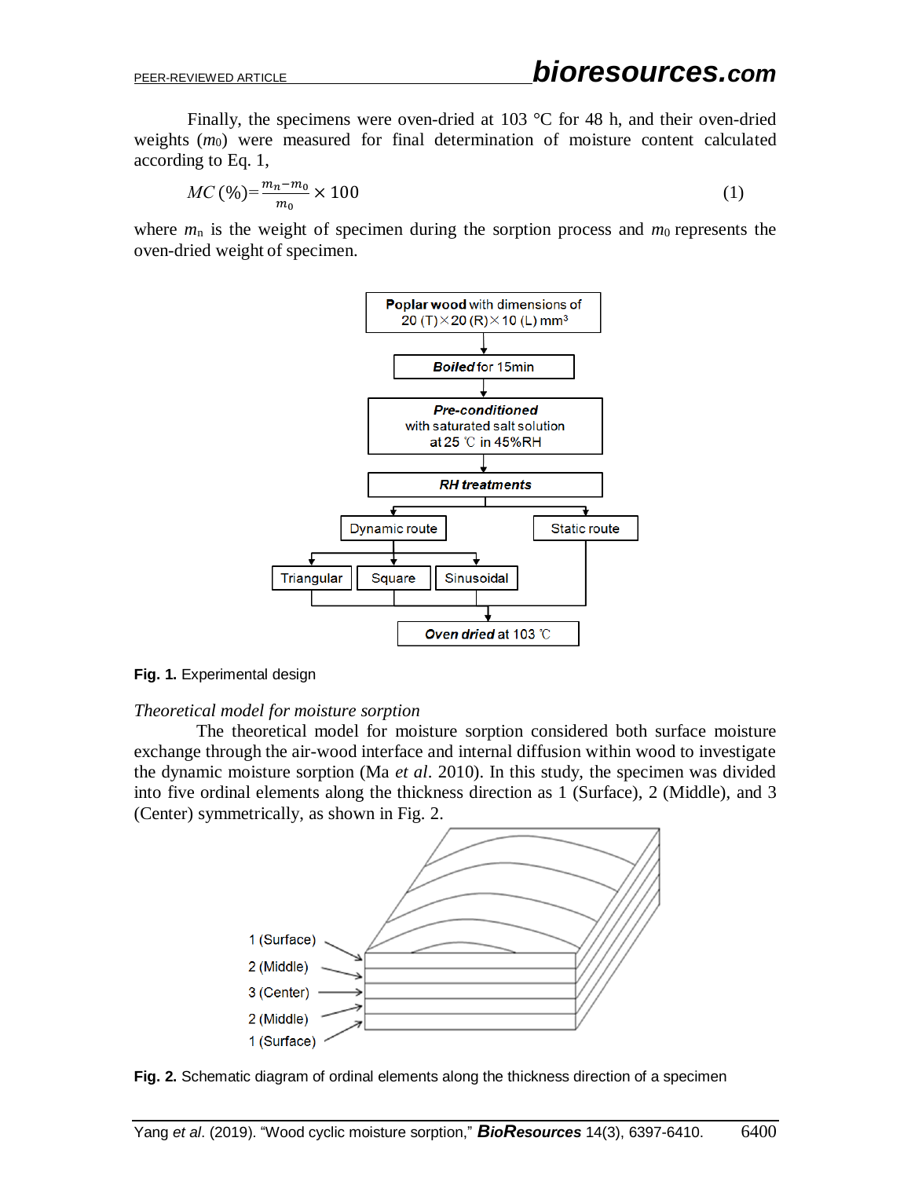Finally, the specimens were oven-dried at 103 °C for 48 h, and their oven-dried weights ($m_0$) were measured for final determination of moisture content calculated according to Eq. 1,

$$MC\,(\%)=\frac{m_n-m_0}{m_0}\times 100 \tag{1}$$

where $m_n$ is the weight of specimen during the sorption process and $m_0$ represents the oven-dried weight of specimen.

**Fig. 1.** Experimental design

*Theoretical model for moisture sorption*

The theoretical model for moisture sorption considered both surface moisture exchange through the air-wood interface and internal diffusion within wood to investigate the dynamic moisture sorption (Ma *et al*. 2010). In this study, the specimen was divided into five ordinal elements along the thickness direction as 1 (Surface), 2 (Middle), and 3 (Center) symmetrically, as shown in Fig. 2.

**Fig. 2.** Schematic diagram of ordinal elements along the thickness direction of a specimen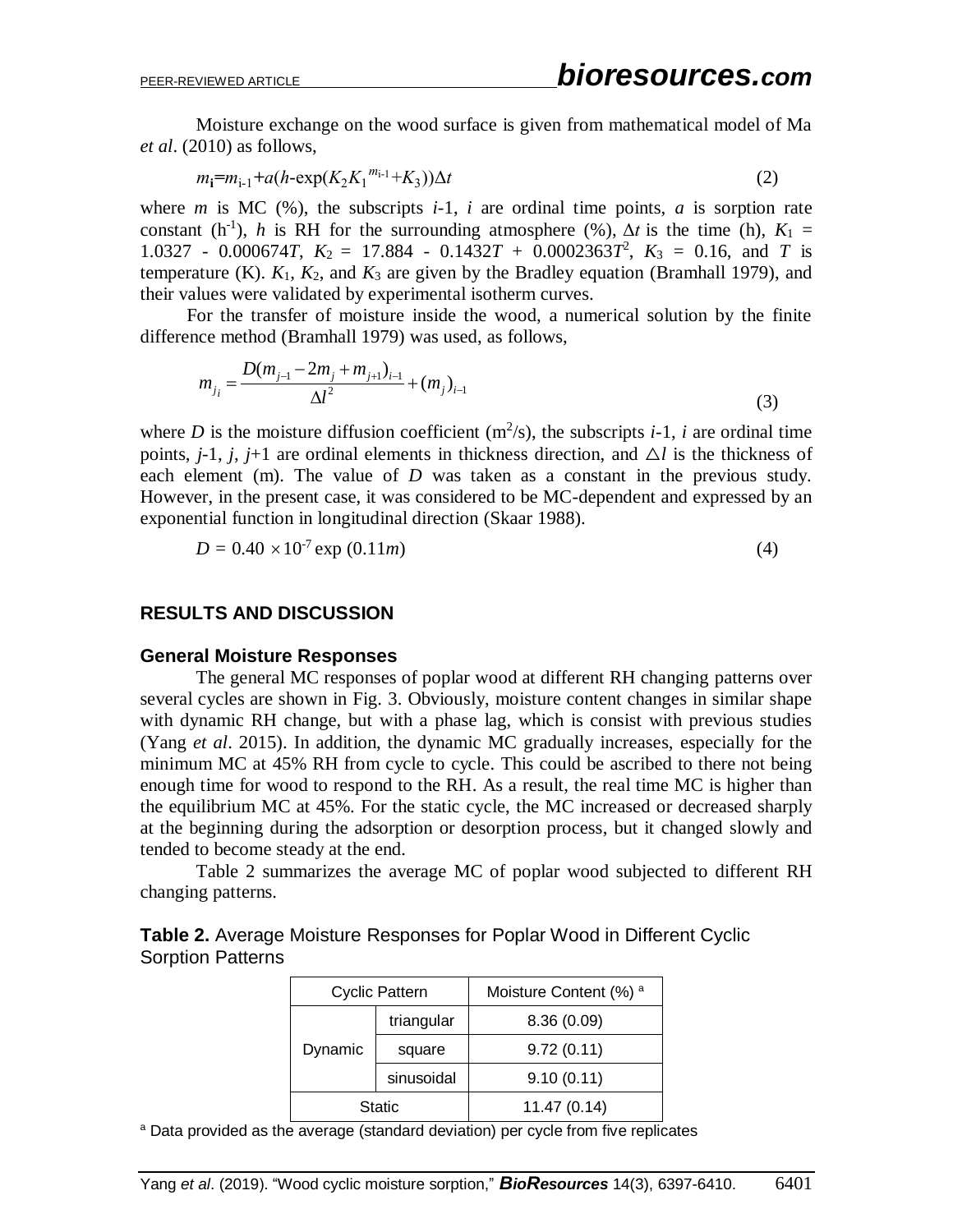Moisture exchange on the wood surface is given from mathematical model of Ma *et al*. (2010) as follows,

$$m_{\mathbf{i}} = m_{i\text{-}1} + a(h\text{-}\exp(K_2 K_1^{\,m_{i\text{-}1}} + K_3))\Delta t \tag{2}$$

where $m$ is MC (%), the subscripts $i$-1, $i$ are ordinal time points, $a$ is sorption rate constant ($h^{-1}$), $h$ is RH for the surrounding atmosphere (%), $\Delta t$ is the time (h), $K_1$ = 1.0327 - 0.000674$T$, $K_2$ = 17.884 - 0.1432$T$ + 0.0002363$T^2$, $K_3$ = 0.16, and $T$ is temperature (K). $K_1$, $K_2$, and $K_3$ are given by the Bradley equation (Bramhall 1979), and their values were validated by experimental isotherm curves.

For the transfer of moisture inside the wood, a numerical solution by the finite difference method (Bramhall 1979) was used, as follows,

$$m_{j_i} = \frac{D(m_{j-1} - 2m_j + m_{j+1})_{i-1}}{\Delta l^2} + (m_j)_{i-1} \tag{3}$$

where $D$ is the moisture diffusion coefficient ($m^2$/s), the subscripts $i$-1, $i$ are ordinal time points, $j$-1, $j$, $j$+1 are ordinal elements in thickness direction, and $\triangle l$ is the thickness of each element (m). The value of $D$ was taken as a constant in the previous study. However, in the present case, it was considered to be MC-dependent and expressed by an exponential function in longitudinal direction (Skaar 1988).

$$D = 0.40 \times 10^{-7} \exp(0.11m) \tag{4}$$

## RESULTS AND DISCUSSION

### General Moisture Responses

The general MC responses of poplar wood at different RH changing patterns over several cycles are shown in Fig. 3. Obviously, moisture content changes in similar shape with dynamic RH change, but with a phase lag, which is consist with previous studies (Yang *et al*. 2015). In addition, the dynamic MC gradually increases, especially for the minimum MC at 45% RH from cycle to cycle. This could be ascribed to there not being enough time for wood to respond to the RH. As a result, the real time MC is higher than the equilibrium MC at 45%. For the static cycle, the MC increased or decreased sharply at the beginning during the adsorption or desorption process, but it changed slowly and tended to become steady at the end.

Table 2 summarizes the average MC of poplar wood subjected to different RH changing patterns.

**Table 2.** Average Moisture Responses for Poplar Wood in Different Cyclic Sorption Patterns

| Cyclic Pattern | | Moisture Content (%) [a] |
|---|---|---|
| Dynamic | triangular | 8.36 (0.09) |
| | square | 9.72 (0.11) |
| | sinusoidal | 9.10 (0.11) |
| Static | | 11.47 (0.14) |

[a] Data provided as the average (standard deviation) per cycle from five replicates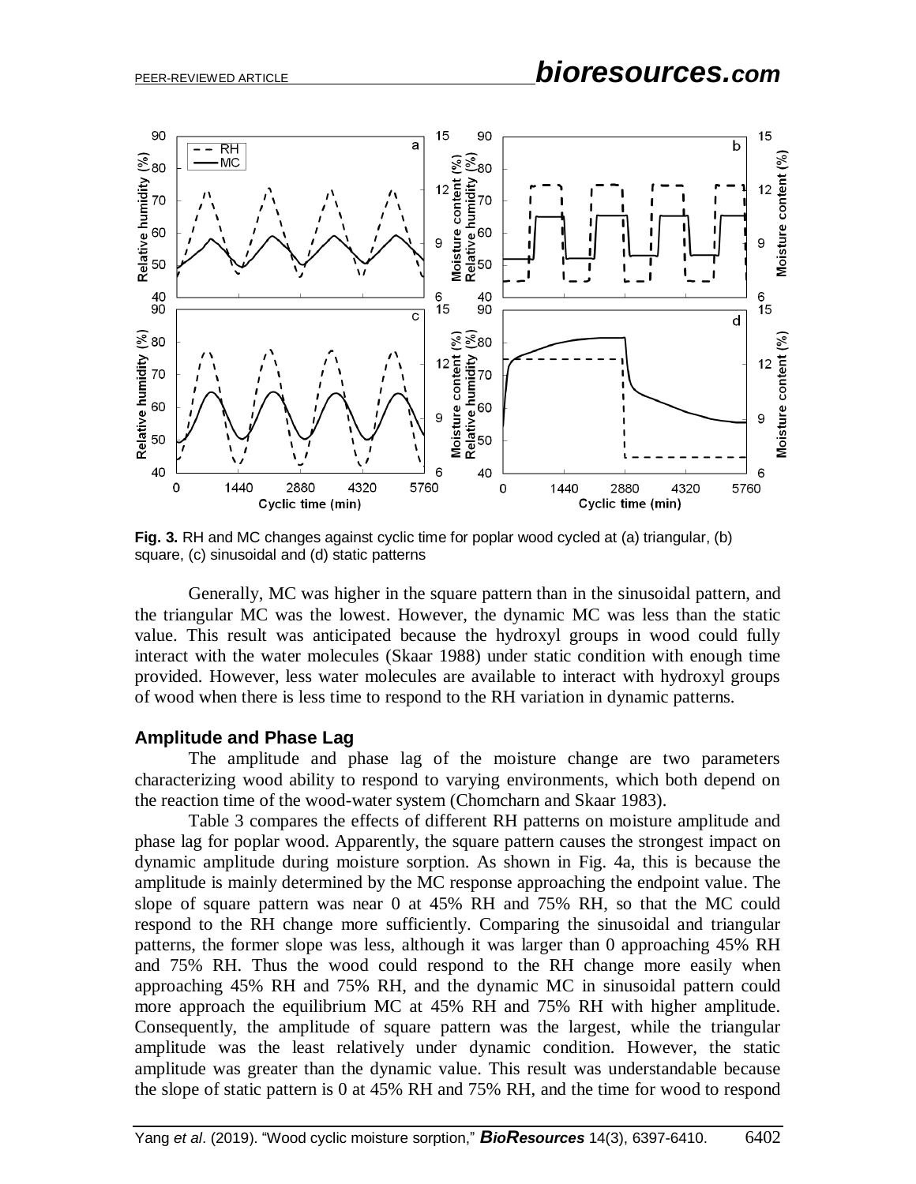**Fig. 3.** RH and MC changes against cyclic time for poplar wood cycled at (a) triangular, (b) square, (c) sinusoidal and (d) static patterns

Generally, MC was higher in the square pattern than in the sinusoidal pattern, and the triangular MC was the lowest. However, the dynamic MC was less than the static value. This result was anticipated because the hydroxyl groups in wood could fully interact with the water molecules (Skaar 1988) under static condition with enough time provided. However, less water molecules are available to interact with hydroxyl groups of wood when there is less time to respond to the RH variation in dynamic patterns.

### Amplitude and Phase Lag

The amplitude and phase lag of the moisture change are two parameters characterizing wood ability to respond to varying environments, which both depend on the reaction time of the wood-water system (Chomcharn and Skaar 1983).

Table 3 compares the effects of different RH patterns on moisture amplitude and phase lag for poplar wood. Apparently, the square pattern causes the strongest impact on dynamic amplitude during moisture sorption. As shown in Fig. 4a, this is because the amplitude is mainly determined by the MC response approaching the endpoint value. The slope of square pattern was near 0 at 45% RH and 75% RH, so that the MC could respond to the RH change more sufficiently. Comparing the sinusoidal and triangular patterns, the former slope was less, although it was larger than 0 approaching 45% RH and 75% RH. Thus the wood could respond to the RH change more easily when approaching 45% RH and 75% RH, and the dynamic MC in sinusoidal pattern could more approach the equilibrium MC at 45% RH and 75% RH with higher amplitude. Consequently, the amplitude of square pattern was the largest, while the triangular amplitude was the least relatively under dynamic condition. However, the static amplitude was greater than the dynamic value. This result was understandable because the slope of static pattern is 0 at 45% RH and 75% RH, and the time for wood to respond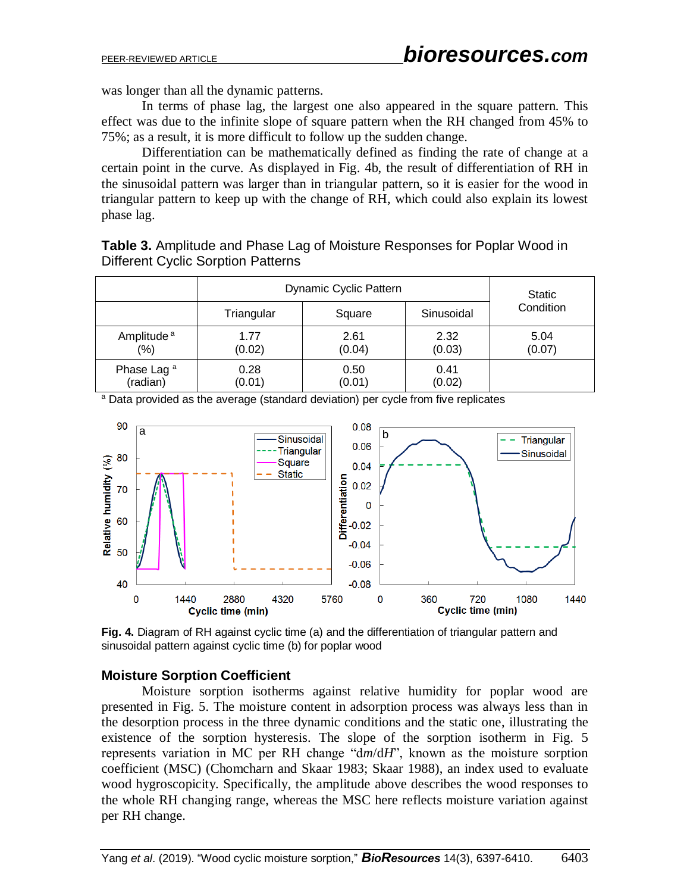was longer than all the dynamic patterns.

In terms of phase lag, the largest one also appeared in the square pattern. This effect was due to the infinite slope of square pattern when the RH changed from 45% to 75%; as a result, it is more difficult to follow up the sudden change.

Differentiation can be mathematically defined as finding the rate of change at a certain point in the curve. As displayed in Fig. 4b, the result of differentiation of RH in the sinusoidal pattern was larger than in triangular pattern, so it is easier for the wood in triangular pattern to keep up with the change of RH, which could also explain its lowest phase lag.

**Table 3.** Amplitude and Phase Lag of Moisture Responses for Poplar Wood in Different Cyclic Sorption Patterns

| | Dynamic Cyclic Pattern | | | Static Condition |
|---|---|---|---|---|
| | Triangular | Square | Sinusoidal | |
| Amplitude [a] (%) | 1.77 (0.02) | 2.61 (0.04) | 2.32 (0.03) | 5.04 (0.07) |
| Phase Lag [a] (radian) | 0.28 (0.01) | 0.50 (0.01) | 0.41 (0.02) | |

[a] Data provided as the average (standard deviation) per cycle from five replicates

**Fig. 4.** Diagram of RH against cyclic time (a) and the differentiation of triangular pattern and sinusoidal pattern against cyclic time (b) for poplar wood

### Moisture Sorption Coefficient

Moisture sorption isotherms against relative humidity for poplar wood are presented in Fig. 5. The moisture content in adsorption process was always less than in the desorption process in the three dynamic conditions and the static one, illustrating the existence of the sorption hysteresis. The slope of the sorption isotherm in Fig. 5 represents variation in MC per RH change "d$m$/d$H$", known as the moisture sorption coefficient (MSC) (Chomcharn and Skaar 1983; Skaar 1988), an index used to evaluate wood hygroscopicity. Specifically, the amplitude above describes the wood responses to the whole RH changing range, whereas the MSC here reflects moisture variation against per RH change.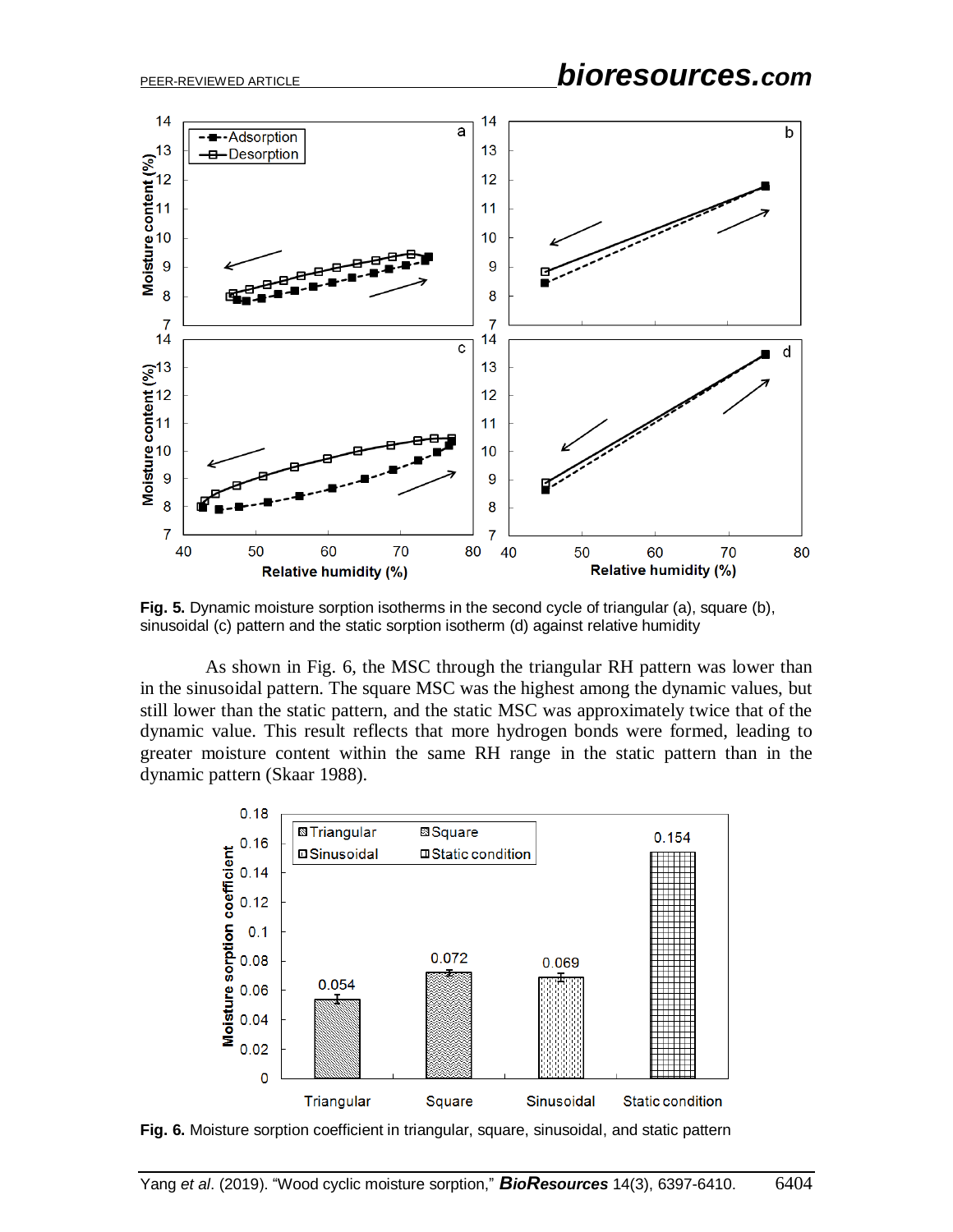Fig. 5. Dynamic moisture sorption isotherms in the second cycle of triangular (a), square (b), sinusoidal (c) pattern and the static sorption isotherm (d) against relative humidity

As shown in Fig. 6, the MSC through the triangular RH pattern was lower than in the sinusoidal pattern. The square MSC was the highest among the dynamic values, but still lower than the static pattern, and the static MSC was approximately twice that of the dynamic value. This result reflects that more hydrogen bonds were formed, leading to greater moisture content within the same RH range in the static pattern than in the dynamic pattern (Skaar 1988).

Fig. 6. Moisture sorption coefficient in triangular, square, sinusoidal, and static pattern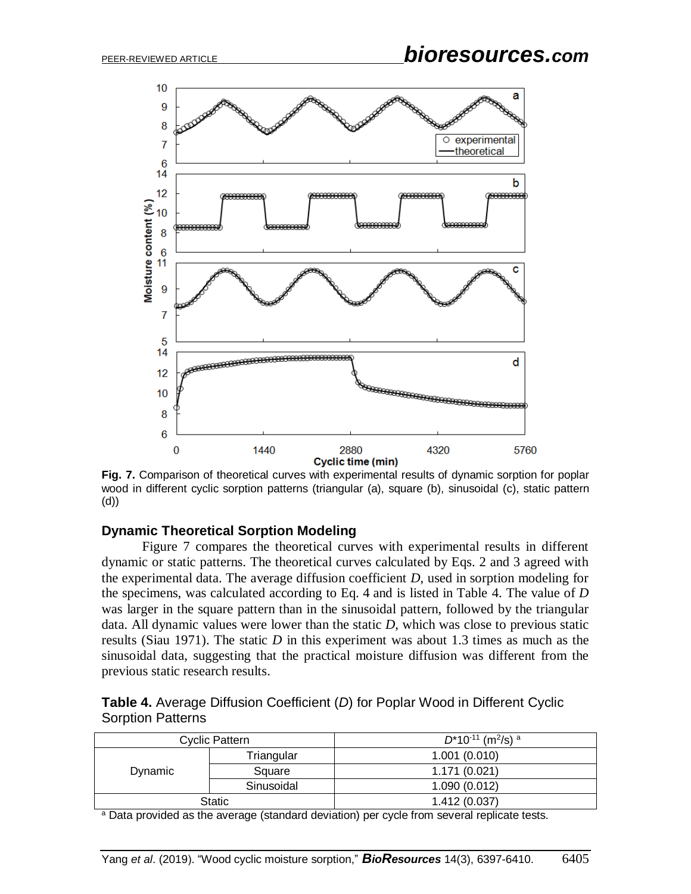Fig. 7. Comparison of theoretical curves with experimental results of dynamic sorption for poplar wood in different cyclic sorption patterns (triangular (a), square (b), sinusoidal (c), static pattern (d))

## Dynamic Theoretical Sorption Modeling

Figure 7 compares the theoretical curves with experimental results in different dynamic or static patterns. The theoretical curves calculated by Eqs. 2 and 3 agreed with the experimental data. The average diffusion coefficient *D*, used in sorption modeling for the specimens, was calculated according to Eq. 4 and is listed in Table 4. The value of *D* was larger in the square pattern than in the sinusoidal pattern, followed by the triangular data. All dynamic values were lower than the static *D*, which was close to previous static results (Siau 1971). The static *D* in this experiment was about 1.3 times as much as the sinusoidal data, suggesting that the practical moisture diffusion was different from the previous static research results.

**Table 4.** Average Diffusion Coefficient (*D*) for Poplar Wood in Different Cyclic Sorption Patterns

| Cyclic Pattern | | $D$*$10^{-11}$ ($m^2/s$) [a] |
|---|---|---|
| Dynamic | Triangular | 1.001 (0.010) |
| | Square | 1.171 (0.021) |
| | Sinusoidal | 1.090 (0.012) |
| Static | | 1.412 (0.037) |

[a] Data provided as the average (standard deviation) per cycle from several replicate tests.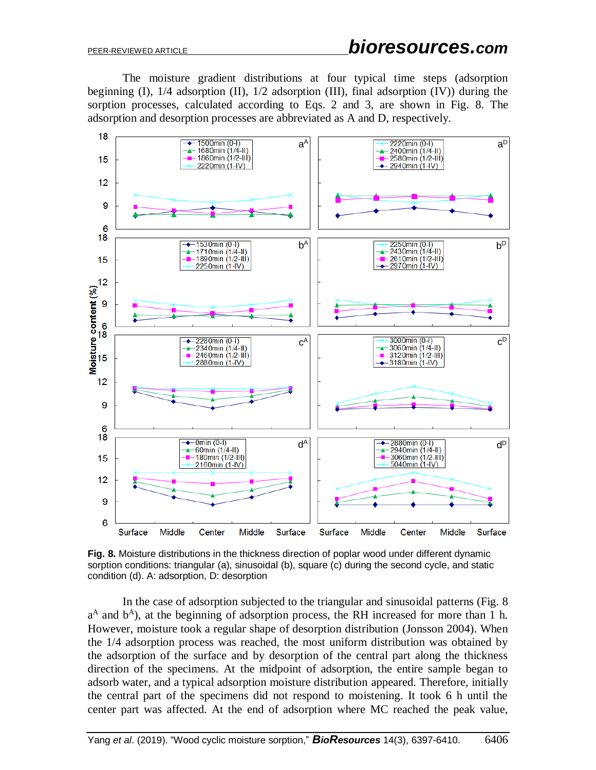The moisture gradient distributions at four typical time steps (adsorption beginning (I), 1/4 adsorption (II), 1/2 adsorption (III), final adsorption (IV)) during the sorption processes, calculated according to Eqs. 2 and 3, are shown in Fig. 8. The adsorption and desorption processes are abbreviated as A and D, respectively.

**Fig. 8.** Moisture distributions in the thickness direction of poplar wood under different dynamic sorption conditions: triangular (a), sinusoidal (b), square (c) during the second cycle, and static condition (d). A: adsorption, D: desorption

In the case of adsorption subjected to the triangular and sinusoidal patterns (Fig. 8 $a^A$ and $b^A$), at the beginning of adsorption process, the RH increased for more than 1 h. However, moisture took a regular shape of desorption distribution (Jonsson 2004). When the 1/4 adsorption process was reached, the most uniform distribution was obtained by the adsorption of the surface and by desorption of the central part along the thickness direction of the specimens. At the midpoint of adsorption, the entire sample began to adsorb water, and a typical adsorption moisture distribution appeared. Therefore, initially the central part of the specimens did not respond to moistening. It took 6 h until the center part was affected. At the end of adsorption where MC reached the peak value,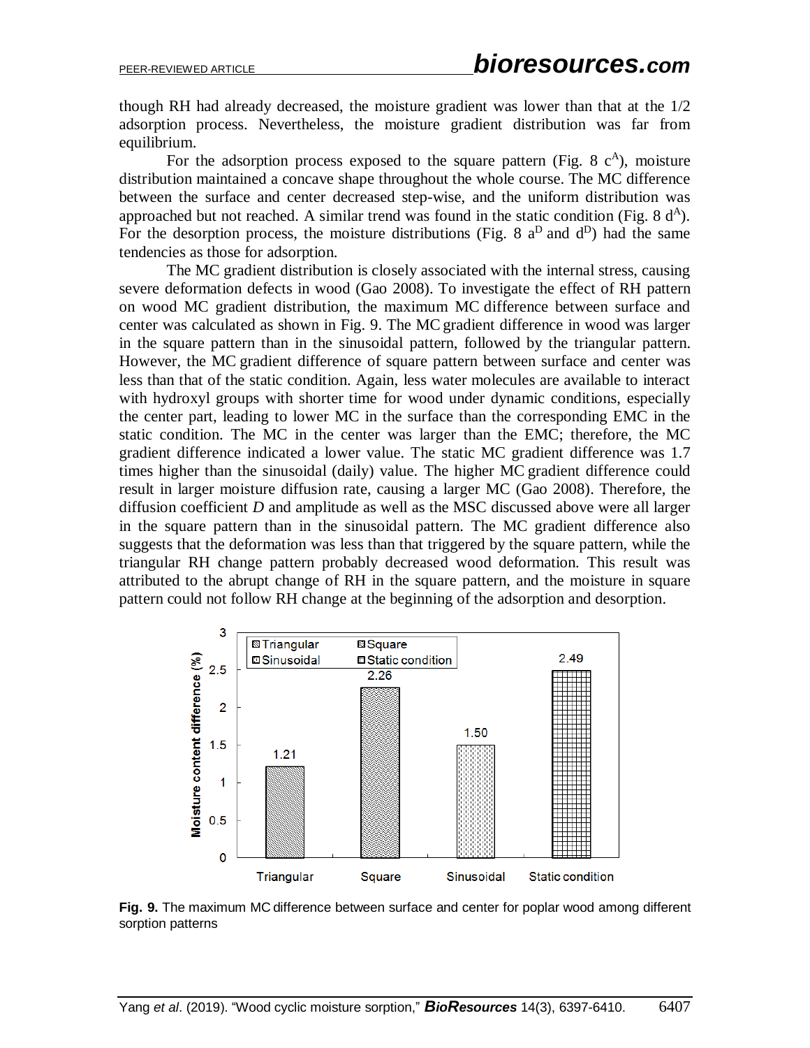though RH had already decreased, the moisture gradient was lower than that at the 1/2 adsorption process. Nevertheless, the moisture gradient distribution was far from equilibrium.

For the adsorption process exposed to the square pattern (Fig. 8 $c^A$), moisture distribution maintained a concave shape throughout the whole course. The MC difference between the surface and center decreased step-wise, and the uniform distribution was approached but not reached. A similar trend was found in the static condition (Fig. 8 $d^A$). For the desorption process, the moisture distributions (Fig. 8 $a^D$ and $d^D$) had the same tendencies as those for adsorption.

The MC gradient distribution is closely associated with the internal stress, causing severe deformation defects in wood (Gao 2008). To investigate the effect of RH pattern on wood MC gradient distribution, the maximum MC difference between surface and center was calculated as shown in Fig. 9. The MC gradient difference in wood was larger in the square pattern than in the sinusoidal pattern, followed by the triangular pattern. However, the MC gradient difference of square pattern between surface and center was less than that of the static condition. Again, less water molecules are available to interact with hydroxyl groups with shorter time for wood under dynamic conditions, especially the center part, leading to lower MC in the surface than the corresponding EMC in the static condition. The MC in the center was larger than the EMC; therefore, the MC gradient difference indicated a lower value. The static MC gradient difference was 1.7 times higher than the sinusoidal (daily) value. The higher MC gradient difference could result in larger moisture diffusion rate, causing a larger MC (Gao 2008). Therefore, the diffusion coefficient *D* and amplitude as well as the MSC discussed above were all larger in the square pattern than in the sinusoidal pattern. The MC gradient difference also suggests that the deformation was less than that triggered by the square pattern, while the triangular RH change pattern probably decreased wood deformation. This result was attributed to the abrupt change of RH in the square pattern, and the moisture in square pattern could not follow RH change at the beginning of the adsorption and desorption.

| Sorption pattern | Moisture content difference (%) |
| --- | --- |
| Triangular | 1.21 |
| Square | 2.26 |
| Sinusoidal | 1.50 |
| Static condition | 2.49 |

**Fig. 9.** The maximum MC difference between surface and center for poplar wood among different sorption patterns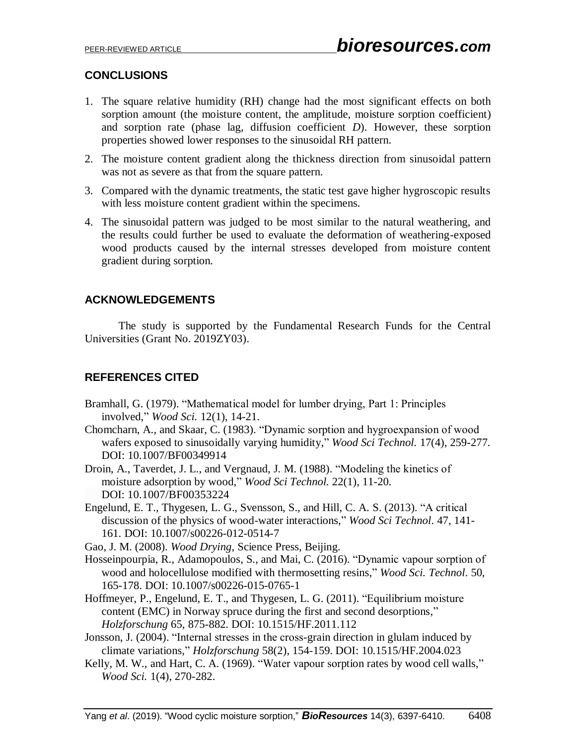## CONCLUSIONS

1. The square relative humidity (RH) change had the most significant effects on both sorption amount (the moisture content, the amplitude, moisture sorption coefficient) and sorption rate (phase lag, diffusion coefficient *D*). However, these sorption properties showed lower responses to the sinusoidal RH pattern.
2. The moisture content gradient along the thickness direction from sinusoidal pattern was not as severe as that from the square pattern.
3. Compared with the dynamic treatments, the static test gave higher hygroscopic results with less moisture content gradient within the specimens.
4. The sinusoidal pattern was judged to be most similar to the natural weathering, and the results could further be used to evaluate the deformation of weathering-exposed wood products caused by the internal stresses developed from moisture content gradient during sorption.

## ACKNOWLEDGEMENTS

The study is supported by the Fundamental Research Funds for the Central Universities (Grant No. 2019ZY03).

## REFERENCES CITED

Bramhall, G. (1979). "Mathematical model for lumber drying, Part 1: Principles involved," *Wood Sci.* 12(1), 14-21.

Chomcharn, A., and Skaar, C. (1983). "Dynamic sorption and hygroexpansion of wood wafers exposed to sinusoidally varying humidity," *Wood Sci Technol.* 17(4), 259-277. DOI: 10.1007/BF00349914

Droin, A., Taverdet, J. L., and Vergnaud, J. M. (1988). "Modeling the kinetics of moisture adsorption by wood," *Wood Sci Technol.* 22(1), 11-20. DOI: 10.1007/BF00353224

Engelund, E. T., Thygesen, L. G., Svensson, S., and Hill, C. A. S. (2013). "A critical discussion of the physics of wood-water interactions," *Wood Sci Technol*. 47, 141-161. DOI: 10.1007/s00226-012-0514-7

Gao, J. M. (2008). *Wood Drying*, Science Press, Beijing.

Hosseinpourpia, R., Adamopoulos, S., and Mai, C. (2016). "Dynamic vapour sorption of wood and holocellulose modified with thermosetting resins," *Wood Sci. Technol.* 50, 165-178. DOI: 10.1007/s00226-015-0765-1

Hoffmeyer, P., Engelund, E. T., and Thygesen, L. G. (2011). "Equilibrium moisture content (EMC) in Norway spruce during the first and second desorptions," *Holzforschung* 65, 875-882. DOI: 10.1515/HF.2011.112

Jonsson, J. (2004). "Internal stresses in the cross-grain direction in glulam induced by climate variations," *Holzforschung* 58(2), 154-159. DOI: 10.1515/HF.2004.023

Kelly, M. W., and Hart, C. A. (1969). "Water vapour sorption rates by wood cell walls," *Wood Sci.* 1(4), 270-282.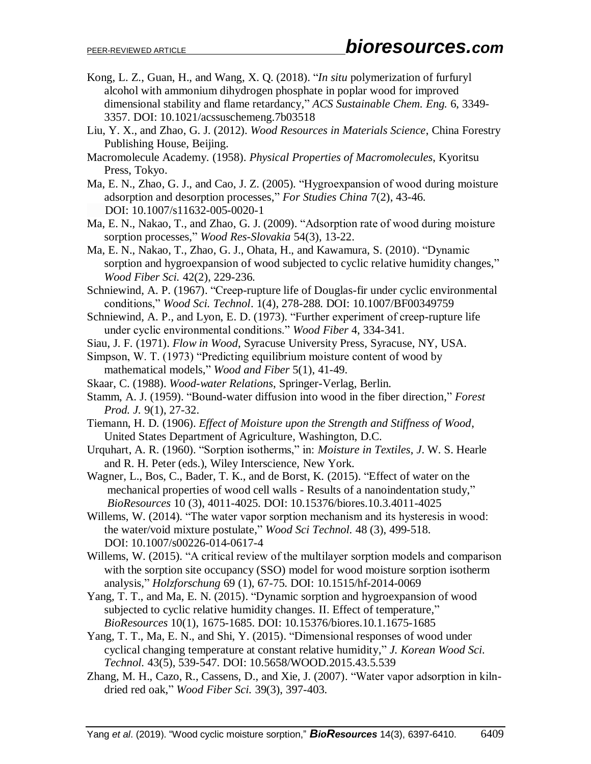Kong, L. Z., Guan, H., and Wang, X. Q. (2018). "*In situ* polymerization of furfuryl alcohol with ammonium dihydrogen phosphate in poplar wood for improved dimensional stability and flame retardancy," *ACS Sustainable Chem. Eng.* 6, 3349-3357. DOI: 10.1021/acssuschemeng.7b03518

Liu, Y. X., and Zhao, G. J. (2012). *Wood Resources in Materials Science*, China Forestry Publishing House, Beijing.

Macromolecule Academy. (1958). *Physical Properties of Macromolecules*, Kyoritsu Press, Tokyo.

Ma, E. N., Zhao, G. J., and Cao, J. Z. (2005). "Hygroexpansion of wood during moisture adsorption and desorption processes," *For Studies China* 7(2), 43-46. DOI: 10.1007/s11632-005-0020-1

Ma, E. N., Nakao, T., and Zhao, G. J. (2009). "Adsorption rate of wood during moisture sorption processes," *Wood Res-Slovakia* 54(3), 13-22.

Ma, E. N., Nakao, T., Zhao, G. J., Ohata, H., and Kawamura, S. (2010). "Dynamic sorption and hygroexpansion of wood subjected to cyclic relative humidity changes," *Wood Fiber Sci.* 42(2), 229-236.

Schniewind, A. P. (1967). "Creep-rupture life of Douglas-fir under cyclic environmental conditions," *Wood Sci. Technol*. 1(4), 278-288. DOI: 10.1007/BF00349759

Schniewind, A. P., and Lyon, E. D. (1973). "Further experiment of creep-rupture life under cyclic environmental conditions." *Wood Fiber* 4, 334-341.

Siau, J. F. (1971). *Flow in Wood*, Syracuse University Press, Syracuse, NY, USA.

Simpson, W. T. (1973) "Predicting equilibrium moisture content of wood by mathematical models," *Wood and Fiber* 5(1), 41-49.

Skaar, C. (1988). *Wood-water Relations*, Springer-Verlag, Berlin.

Stamm, A. J. (1959). "Bound-water diffusion into wood in the fiber direction," *Forest Prod. J.* 9(1), 27-32.

Tiemann, H. D. (1906). *Effect of Moisture upon the Strength and Stiffness of Wood*, United States Department of Agriculture, Washington, D.C.

Urquhart, A. R. (1960). "Sorption isotherms," in: *Moisture in Textiles*, *J*. W. S. Hearle and R. H. Peter (eds.), Wiley Interscience, New York.

Wagner, L., Bos, C., Bader, T. K., and de Borst, K. (2015). "Effect of water on the mechanical properties of wood cell walls - Results of a nanoindentation study," *BioResources* 10 (3), 4011-4025. DOI: 10.15376/biores.10.3.4011-4025

Willems, W. (2014). "The water vapor sorption mechanism and its hysteresis in wood: the water/void mixture postulate," *Wood Sci Technol.* 48 (3), 499-518. DOI: 10.1007/s00226-014-0617-4

Willems, W. (2015). "A critical review of the multilayer sorption models and comparison with the sorption site occupancy (SSO) model for wood moisture sorption isotherm analysis," *Holzforschung* 69 (1), 67-75. DOI: 10.1515/hf-2014-0069

Yang, T. T., and Ma, E. N. (2015). "Dynamic sorption and hygroexpansion of wood subjected to cyclic relative humidity changes. II. Effect of temperature," *BioResources* 10(1), 1675-1685. DOI: 10.15376/biores.10.1.1675-1685

Yang, T. T., Ma, E. N., and Shi, Y. (2015). "Dimensional responses of wood under cyclical changing temperature at constant relative humidity," *J. Korean Wood Sci. Technol.* 43(5), 539-547. DOI: 10.5658/WOOD.2015.43.5.539

Zhang, M. H., Cazo, R., Cassens, D., and Xie, J. (2007). "Water vapor adsorption in kiln-dried red oak," *Wood Fiber Sci.* 39(3), 397-403.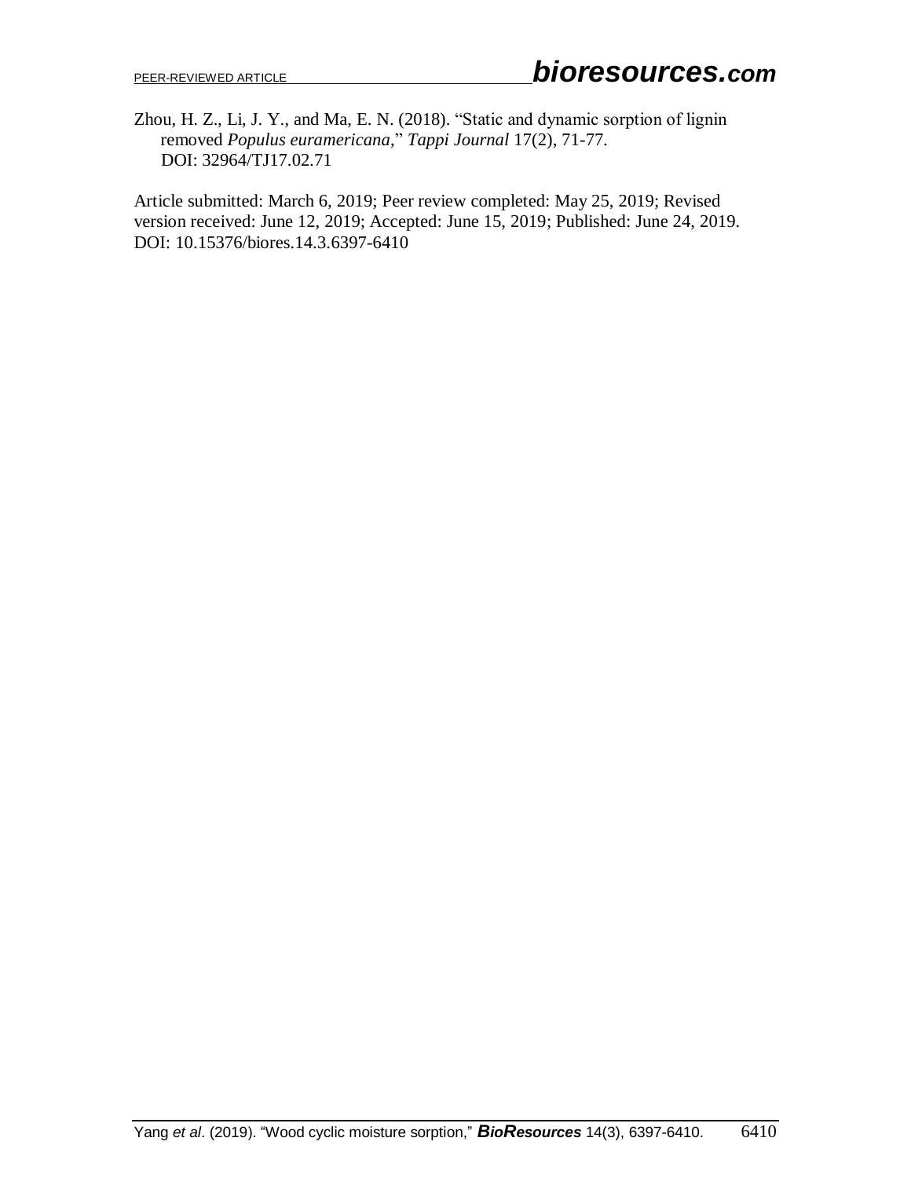Zhou, H. Z., Li, J. Y., and Ma, E. N. (2018). "Static and dynamic sorption of lignin removed *Populus euramericana*," *Tappi Journal* 17(2), 71-77. DOI: 32964/TJ17.02.71

Article submitted: March 6, 2019; Peer review completed: May 25, 2019; Revised version received: June 12, 2019; Accepted: June 15, 2019; Published: June 24, 2019. DOI: 10.15376/biores.14.3.6397-6410